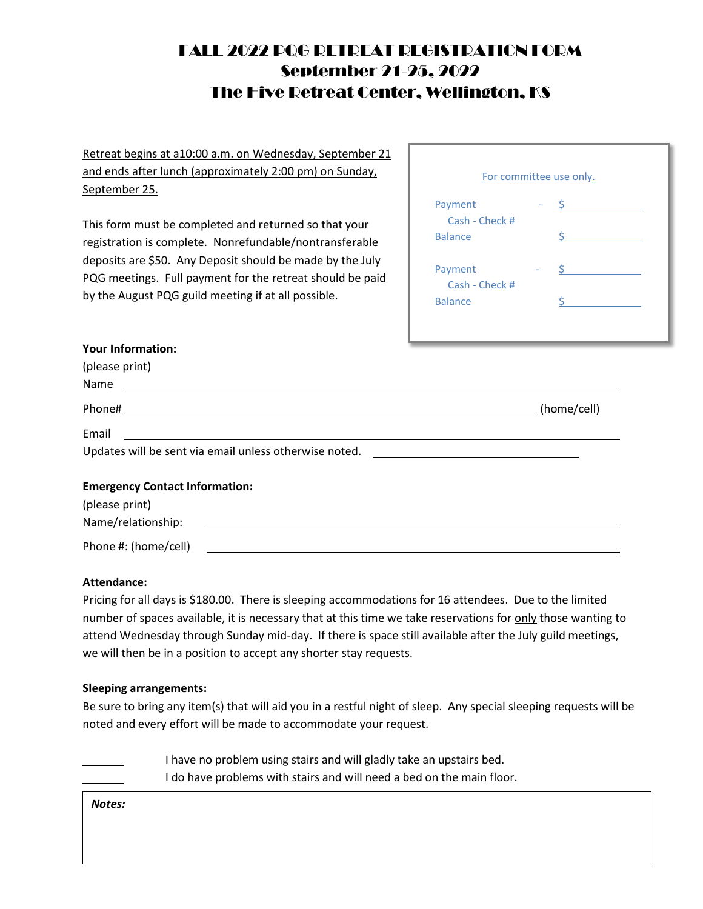# FALL 2022 PQG RETREAT REGISTRATION FORM
# September 21-25, 2022
# The Hive Retreat Center, Wellington, KS

<u>Retreat begins at a10:00 a.m. on Wednesday, September 21 and ends after lunch (approximately 2:00 pm) on Sunday, September 25.</u>

This form must be completed and returned so that your registration is complete. Nonrefundable/nontransferable deposits are $50. Any Deposit should be made by the July PQG meetings. Full payment for the retreat should be paid by the August PQG guild meeting if at all possible.

> For committee use only.
>
> Payment - $ ____________
> Cash - Check #
> Balance $ ____________
>
> Payment - $ ____________
> Cash - Check #
> Balance $ ____________

**Your Information:**

(please print)

Name ______________________________________________

Phone# ______________________________________________ (home/cell)

Email ______________________________________________

Updates will be sent via email unless otherwise noted. ____________________

**Emergency Contact Information:**

(please print)

Name/relationship: ______________________________________________

Phone #: (home/cell) ______________________________________________

**Attendance:**

Pricing for all days is $180.00. There is sleeping accommodations for 16 attendees. Due to the limited number of spaces available, it is necessary that at this time we take reservations for <u>only</u> those wanting to attend Wednesday through Sunday mid-day. If there is space still available after the July guild meetings, we will then be in a position to accept any shorter stay requests.

**Sleeping arrangements:**

Be sure to bring any item(s) that will aid you in a restful night of sleep. Any special sleeping requests will be noted and every effort will be made to accommodate your request.

_______ I have no problem using stairs and will gladly take an upstairs bed.

_______ I do have problems with stairs and will need a bed on the main floor.

***Notes:***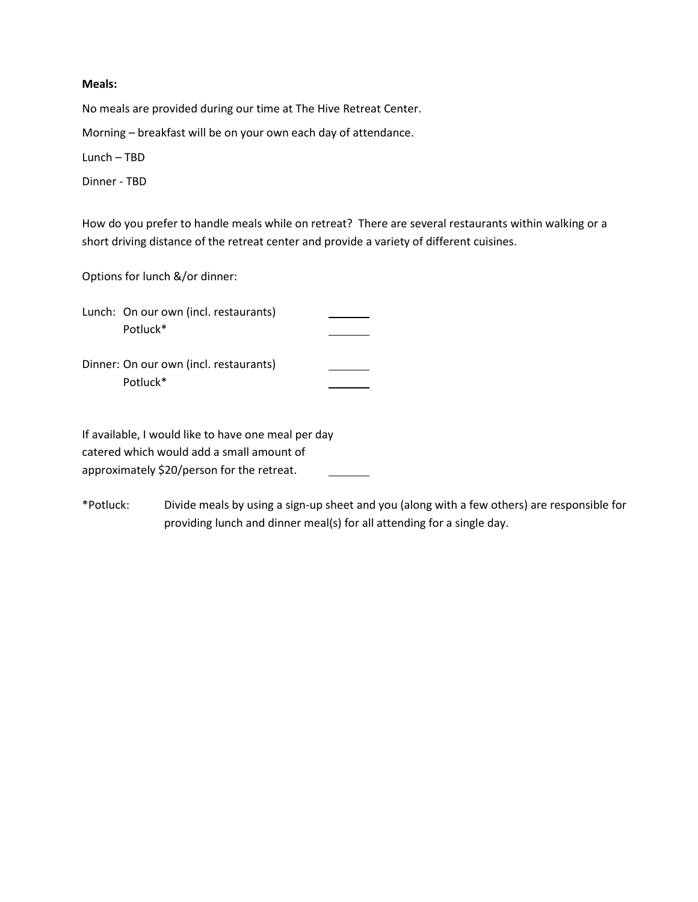**Meals:**

No meals are provided during our time at The Hive Retreat Center.

Morning – breakfast will be on your own each day of attendance.

Lunch – TBD

Dinner - TBD

How do you prefer to handle meals while on retreat? There are several restaurants within walking or a short driving distance of the retreat center and provide a variety of different cuisines.

Options for lunch &/or dinner:

Lunch: On our own (incl. restaurants) ______
Potluck* ______

Dinner: On our own (incl. restaurants) ______
Potluck* ______

If available, I would like to have one meal per day catered which would add a small amount of approximately $20/person for the retreat. ______

*Potluck: Divide meals by using a sign-up sheet and you (along with a few others) are responsible for providing lunch and dinner meal(s) for all attending for a single day.